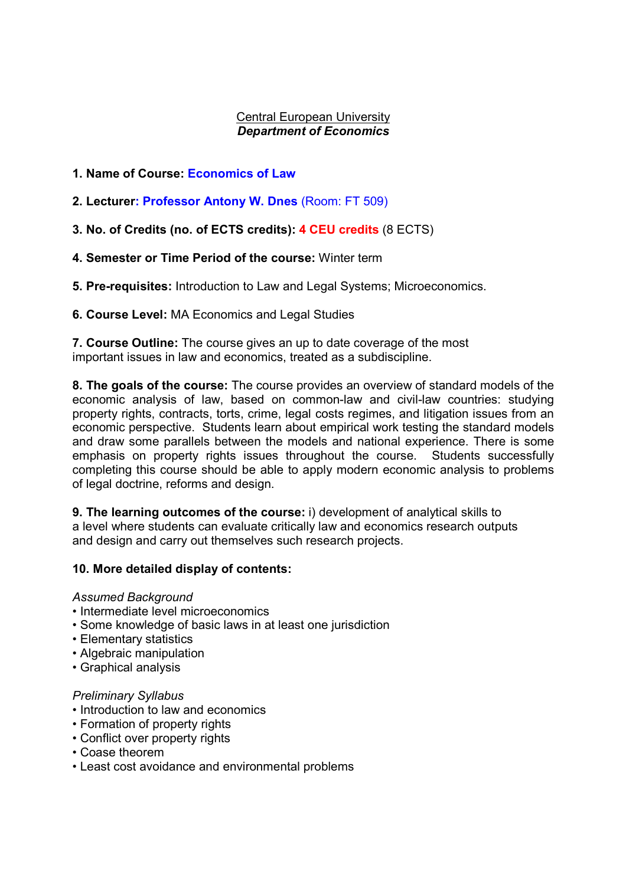Central European University

***Department of Economics***

**1. Name of Course:** **Economics of Law**

**2. Lecturer: Professor Antony W. Dnes** (Room: FT 509)

**3. No. of Credits (no. of ECTS credits): 4 CEU credits** (8 ECTS)

**4. Semester or Time Period of the course:** Winter term

**5. Pre-requisites:** Introduction to Law and Legal Systems; Microeconomics.

**6. Course Level:** MA Economics and Legal Studies

**7. Course Outline:** The course gives an up to date coverage of the most important issues in law and economics, treated as a subdiscipline.

**8. The goals of the course:** The course provides an overview of standard models of the economic analysis of law, based on common-law and civil-law countries: studying property rights, contracts, torts, crime, legal costs regimes, and litigation issues from an economic perspective. Students learn about empirical work testing the standard models and draw some parallels between the models and national experience. There is some emphasis on property rights issues throughout the course. Students successfully completing this course should be able to apply modern economic analysis to problems of legal doctrine, reforms and design.

**9. The learning outcomes of the course:** i) development of analytical skills to a level where students can evaluate critically law and economics research outputs and design and carry out themselves such research projects.

**10. More detailed display of contents:**

*Assumed Background*
- Intermediate level microeconomics
- Some knowledge of basic laws in at least one jurisdiction
- Elementary statistics
- Algebraic manipulation
- Graphical analysis

*Preliminary Syllabus*
- Introduction to law and economics
- Formation of property rights
- Conflict over property rights
- Coase theorem
- Least cost avoidance and environmental problems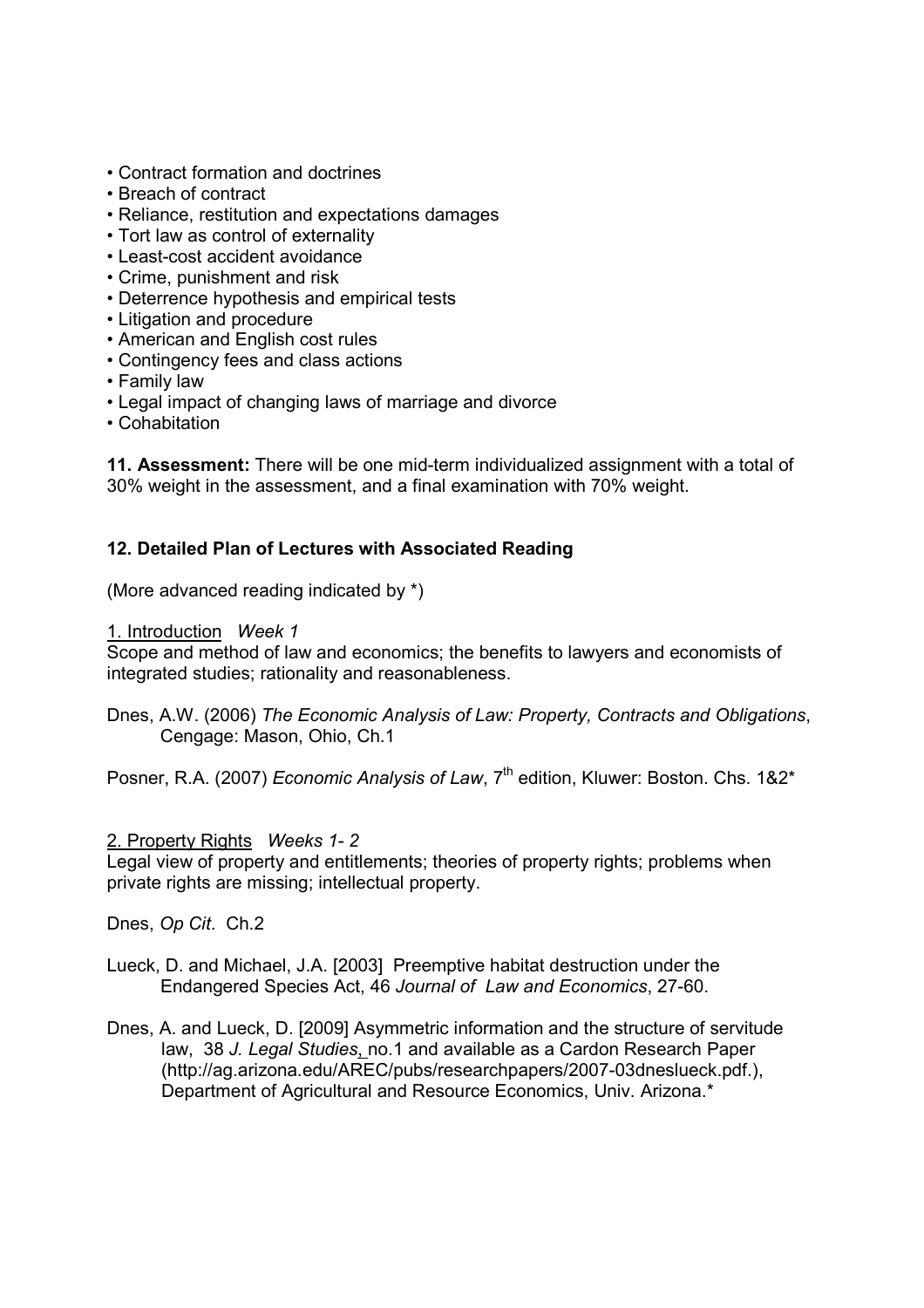- Contract formation and doctrines
- Breach of contract
- Reliance, restitution and expectations damages
- Tort law as control of externality
- Least-cost accident avoidance
- Crime, punishment and risk
- Deterrence hypothesis and empirical tests
- Litigation and procedure
- American and English cost rules
- Contingency fees and class actions
- Family law
- Legal impact of changing laws of marriage and divorce
- Cohabitation

**11. Assessment:** There will be one mid-term individualized assignment with a total of 30% weight in the assessment, and a final examination with 70% weight.

## 12. Detailed Plan of Lectures with Associated Reading

(More advanced reading indicated by *)

1. Introduction *Week 1*
Scope and method of law and economics; the benefits to lawyers and economists of integrated studies; rationality and reasonableness.

Dnes, A.W. (2006) *The Economic Analysis of Law: Property, Contracts and Obligations*, Cengage: Mason, Ohio, Ch.1

Posner, R.A. (2007) *Economic Analysis of Law*, 7th edition, Kluwer: Boston. Chs. 1&2*

2. Property Rights *Weeks 1- 2*
Legal view of property and entitlements; theories of property rights; problems when private rights are missing; intellectual property.

Dnes, *Op Cit*. Ch.2

Lueck, D. and Michael, J.A. [2003] Preemptive habitat destruction under the Endangered Species Act, 46 *Journal of Law and Economics*, 27-60.

Dnes, A. and Lueck, D. [2009] Asymmetric information and the structure of servitude law, 38 *J. Legal Studies*, no.1 and available as a Cardon Research Paper (http://ag.arizona.edu/AREC/pubs/researchpapers/2007-03dneslueck.pdf.), Department of Agricultural and Resource Economics, Univ. Arizona.*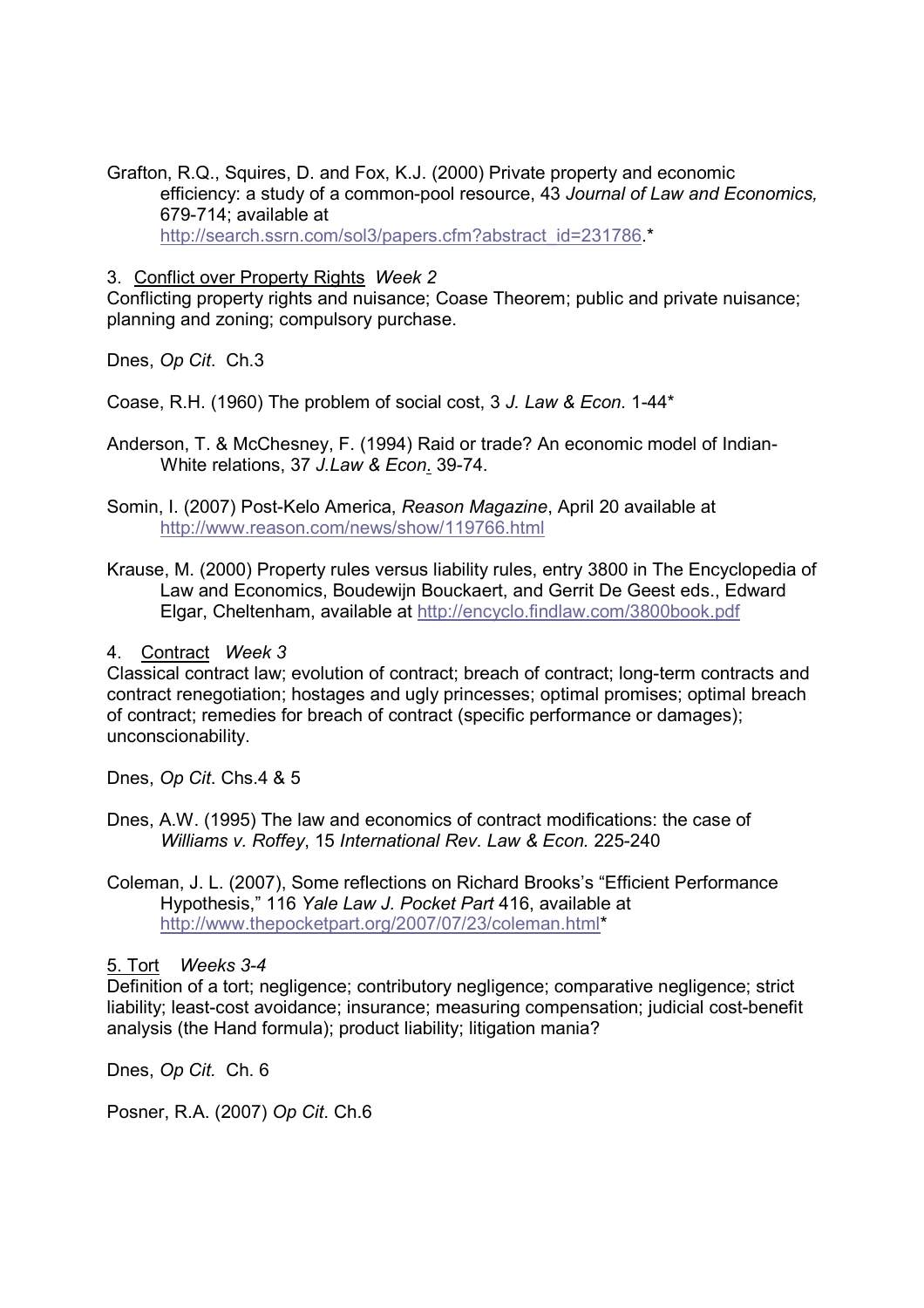Grafton, R.Q., Squires, D. and Fox, K.J. (2000) Private property and economic efficiency: a study of a common-pool resource, 43 *Journal of Law and Economics,* 679-714; available at http://search.ssrn.com/sol3/papers.cfm?abstract_id=231786.*

3. Conflict over Property Rights *Week 2*

Conflicting property rights and nuisance; Coase Theorem; public and private nuisance; planning and zoning; compulsory purchase.

Dnes, *Op Cit.* Ch.3

Coase, R.H. (1960) The problem of social cost, 3 *J. Law & Econ.* 1-44*

Anderson, T. & McChesney, F. (1994) Raid or trade? An economic model of Indian-White relations, 37 *J.Law & Econ.* 39-74.

Somin, I. (2007) Post-Kelo America, *Reason Magazine*, April 20 available at http://www.reason.com/news/show/119766.html

Krause, M. (2000) Property rules versus liability rules, entry 3800 in The Encyclopedia of Law and Economics, Boudewijn Bouckaert, and Gerrit De Geest eds., Edward Elgar, Cheltenham, available at http://encyclo.findlaw.com/3800book.pdf

4. Contract *Week 3*

Classical contract law; evolution of contract; breach of contract; long-term contracts and contract renegotiation; hostages and ugly princesses; optimal promises; optimal breach of contract; remedies for breach of contract (specific performance or damages); unconscionability.

Dnes, *Op Cit*. Chs.4 & 5

Dnes, A.W. (1995) The law and economics of contract modifications: the case of *Williams v. Roffey*, 15 *International Rev. Law & Econ.* 225-240

Coleman, J. L. (2007), Some reflections on Richard Brooks's "Efficient Performance Hypothesis," 116 *Yale Law J. Pocket Part* 416, available at http://www.thepocketpart.org/2007/07/23/coleman.html*

5. Tort *Weeks 3-4*

Definition of a tort; negligence; contributory negligence; comparative negligence; strict liability; least-cost avoidance; insurance; measuring compensation; judicial cost-benefit analysis (the Hand formula); product liability; litigation mania?

Dnes, *Op Cit.* Ch. 6

Posner, R.A. (2007) *Op Cit*. Ch.6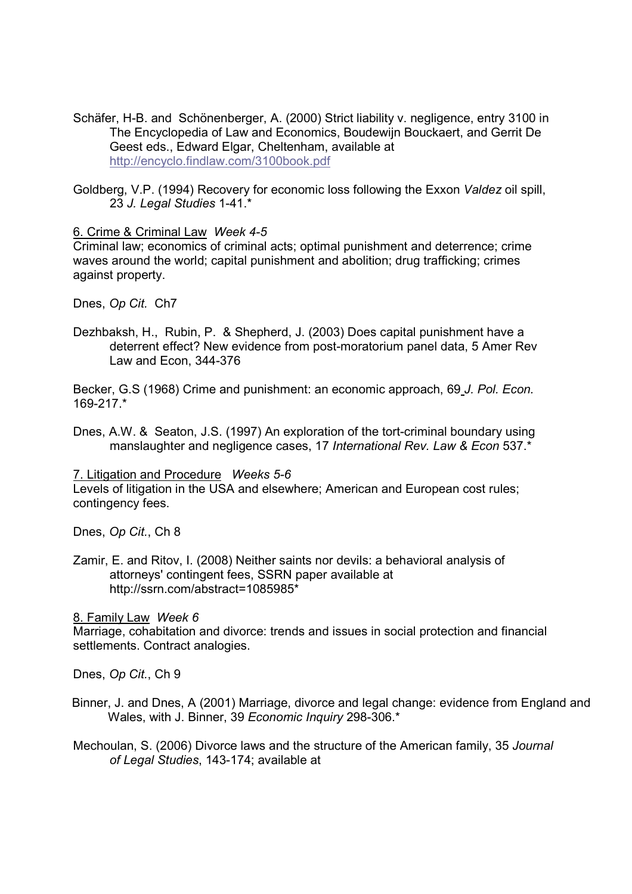Schäfer, H-B. and Schönenberger, A. (2000) Strict liability v. negligence, entry 3100 in The Encyclopedia of Law and Economics, Boudewijn Bouckaert, and Gerrit De Geest eds., Edward Elgar, Cheltenham, available at http://encyclo.findlaw.com/3100book.pdf

Goldberg, V.P. (1994) Recovery for economic loss following the Exxon *Valdez* oil spill, 23 *J. Legal Studies* 1-41.*

6. Crime & Criminal Law *Week 4-5*

Criminal law; economics of criminal acts; optimal punishment and deterrence; crime waves around the world; capital punishment and abolition; drug trafficking; crimes against property.

Dnes, *Op Cit.* Ch7

Dezhbaksh, H., Rubin, P. & Shepherd, J. (2003) Does capital punishment have a deterrent effect? New evidence from post-moratorium panel data, 5 Amer Rev Law and Econ, 344-376

Becker, G.S (1968) Crime and punishment: an economic approach, 69 *J. Pol. Econ.* 169-217.*

Dnes, A.W. & Seaton, J.S. (1997) An exploration of the tort-criminal boundary using manslaughter and negligence cases, 17 *International Rev. Law & Econ* 537.*

7. Litigation and Procedure *Weeks 5-6*

Levels of litigation in the USA and elsewhere; American and European cost rules; contingency fees.

Dnes, *Op Cit.*, Ch 8

Zamir, E. and Ritov, I. (2008) Neither saints nor devils: a behavioral analysis of attorneys' contingent fees, SSRN paper available at http://ssrn.com/abstract=1085985*

8. Family Law *Week 6*

Marriage, cohabitation and divorce: trends and issues in social protection and financial settlements. Contract analogies.

Dnes, *Op Cit.*, Ch 9

Binner, J. and Dnes, A (2001) Marriage, divorce and legal change: evidence from England and Wales, with J. Binner, 39 *Economic Inquiry* 298-306.*

Mechoulan, S. (2006) Divorce laws and the structure of the American family, 35 *Journal of Legal Studies*, 143-174; available at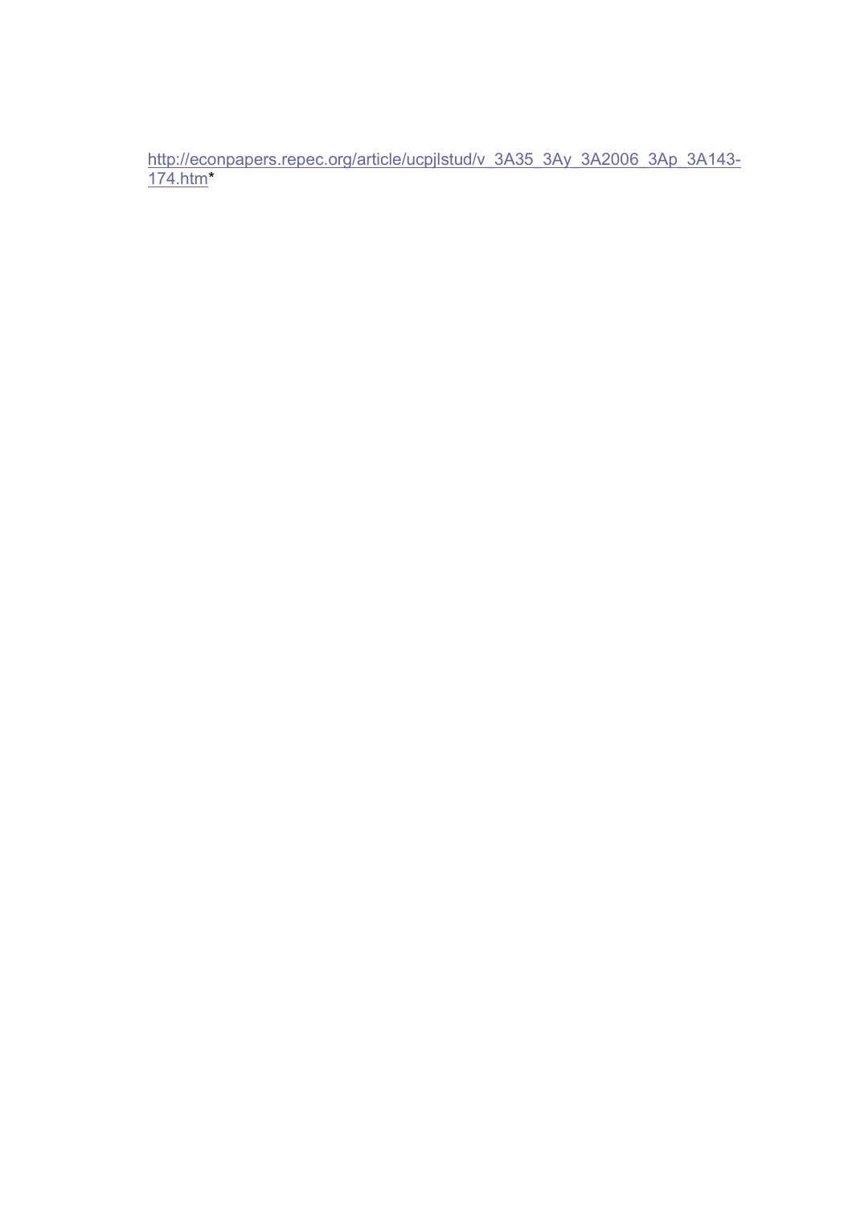http://econpapers.repec.org/article/ucpjlstud/v_3A35_3Ay_3A2006_3Ap_3A143-174.htm*